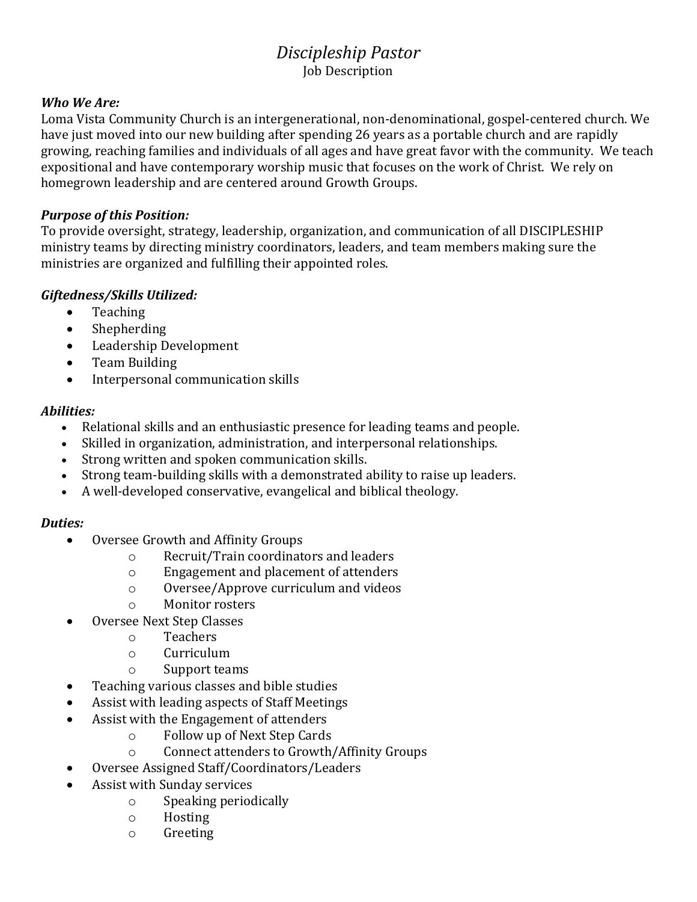# *Discipleship Pastor*

Job Description

***Who We Are:***

Loma Vista Community Church is an intergenerational, non-denominational, gospel-centered church. We have just moved into our new building after spending 26 years as a portable church and are rapidly growing, reaching families and individuals of all ages and have great favor with the community. We teach expositional and have contemporary worship music that focuses on the work of Christ. We rely on homegrown leadership and are centered around Growth Groups.

***Purpose of this Position:***

To provide oversight, strategy, leadership, organization, and communication of all DISCIPLESHIP ministry teams by directing ministry coordinators, leaders, and team members making sure the ministries are organized and fulfilling their appointed roles.

***Giftedness/Skills Utilized:***

- Teaching
- Shepherding
- Leadership Development
- Team Building
- Interpersonal communication skills

***Abilities:***

- Relational skills and an enthusiastic presence for leading teams and people.
- Skilled in organization, administration, and interpersonal relationships.
- Strong written and spoken communication skills.
- Strong team-building skills with a demonstrated ability to raise up leaders.
- A well-developed conservative, evangelical and biblical theology.

***Duties:***

- Oversee Growth and Affinity Groups
  - Recruit/Train coordinators and leaders
  - Engagement and placement of attenders
  - Oversee/Approve curriculum and videos
  - Monitor rosters
- Oversee Next Step Classes
  - Teachers
  - Curriculum
  - Support teams
- Teaching various classes and bible studies
- Assist with leading aspects of Staff Meetings
- Assist with the Engagement of attenders
  - Follow up of Next Step Cards
  - Connect attenders to Growth/Affinity Groups
- Oversee Assigned Staff/Coordinators/Leaders
- Assist with Sunday services
  - Speaking periodically
  - Hosting
  - Greeting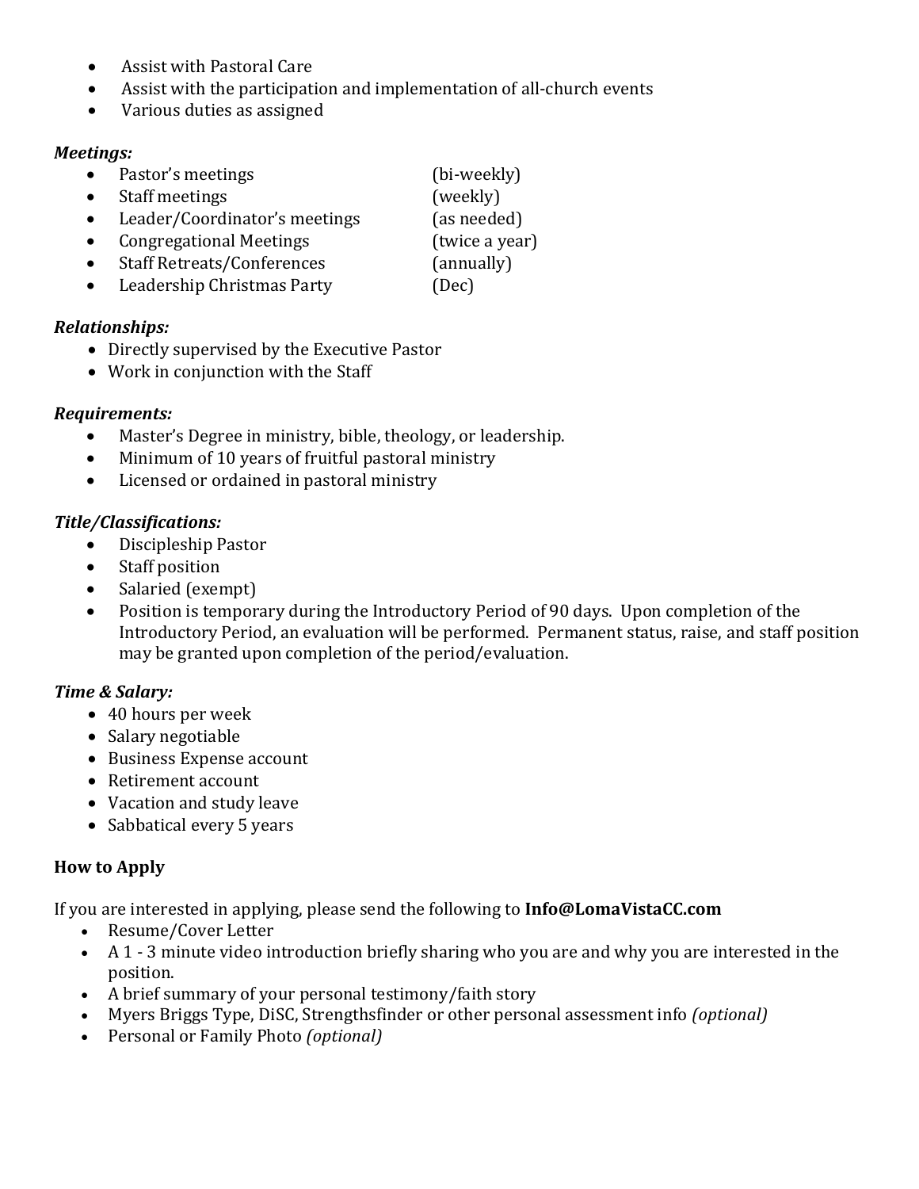- Assist with Pastoral Care
- Assist with the participation and implementation of all-church events
- Various duties as assigned

***Meetings:***

- Pastor's meetings (bi-weekly)
- Staff meetings (weekly)
- Leader/Coordinator's meetings (as needed)
- Congregational Meetings (twice a year)
- Staff Retreats/Conferences (annually)
- Leadership Christmas Party (Dec)

***Relationships:***

- Directly supervised by the Executive Pastor
- Work in conjunction with the Staff

***Requirements:***

- Master's Degree in ministry, bible, theology, or leadership.
- Minimum of 10 years of fruitful pastoral ministry
- Licensed or ordained in pastoral ministry

***Title/Classifications:***

- Discipleship Pastor
- Staff position
- Salaried (exempt)
- Position is temporary during the Introductory Period of 90 days. Upon completion of the Introductory Period, an evaluation will be performed. Permanent status, raise, and staff position may be granted upon completion of the period/evaluation.

***Time & Salary:***

- 40 hours per week
- Salary negotiable
- Business Expense account
- Retirement account
- Vacation and study leave
- Sabbatical every 5 years

**How to Apply**

If you are interested in applying, please send the following to **Info@LomaVistaCC.com**

- Resume/Cover Letter
- A 1 - 3 minute video introduction briefly sharing who you are and why you are interested in the position.
- A brief summary of your personal testimony/faith story
- Myers Briggs Type, DiSC, Strengthsfinder or other personal assessment info *(optional)*
- Personal or Family Photo *(optional)*